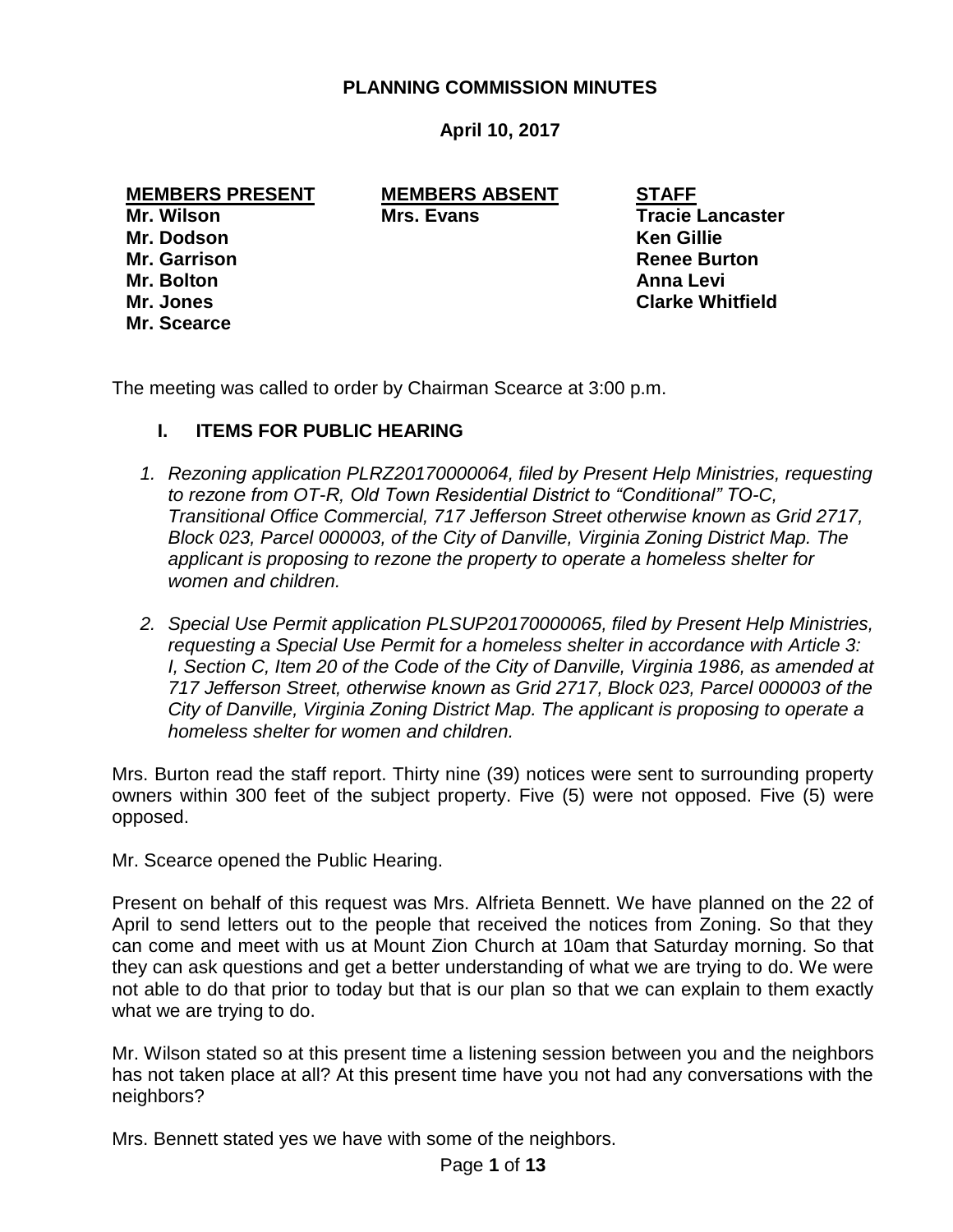# PLANNING COMMISSION MINUTES

**April 10, 2017**

| MEMBERS PRESENT | MEMBERS ABSENT | STAFF |
|---|---|---|
| Mr. Wilson | Mrs. Evans | Tracie Lancaster |
| Mr. Dodson | | Ken Gillie |
| Mr. Garrison | | Renee Burton |
| Mr. Bolton | | Anna Levi |
| Mr. Jones | | Clarke Whitfield |
| Mr. Scearce | | |

The meeting was called to order by Chairman Scearce at 3:00 p.m.

## I. ITEMS FOR PUBLIC HEARING

1. *Rezoning application PLRZ20170000064, filed by Present Help Ministries, requesting to rezone from OT-R, Old Town Residential District to "Conditional" TO-C, Transitional Office Commercial, 717 Jefferson Street otherwise known as Grid 2717, Block 023, Parcel 000003, of the City of Danville, Virginia Zoning District Map. The applicant is proposing to rezone the property to operate a homeless shelter for women and children.*

2. *Special Use Permit application PLSUP20170000065, filed by Present Help Ministries, requesting a Special Use Permit for a homeless shelter in accordance with Article 3: I, Section C, Item 20 of the Code of the City of Danville, Virginia 1986, as amended at 717 Jefferson Street, otherwise known as Grid 2717, Block 023, Parcel 000003 of the City of Danville, Virginia Zoning District Map. The applicant is proposing to operate a homeless shelter for women and children.*

Mrs. Burton read the staff report. Thirty nine (39) notices were sent to surrounding property owners within 300 feet of the subject property. Five (5) were not opposed. Five (5) were opposed.

Mr. Scearce opened the Public Hearing.

Present on behalf of this request was Mrs. Alfrieta Bennett. We have planned on the 22 of April to send letters out to the people that received the notices from Zoning. So that they can come and meet with us at Mount Zion Church at 10am that Saturday morning. So that they can ask questions and get a better understanding of what we are trying to do. We were not able to do that prior to today but that is our plan so that we can explain to them exactly what we are trying to do.

Mr. Wilson stated so at this present time a listening session between you and the neighbors has not taken place at all? At this present time have you not had any conversations with the neighbors?

Mrs. Bennett stated yes we have with some of the neighbors.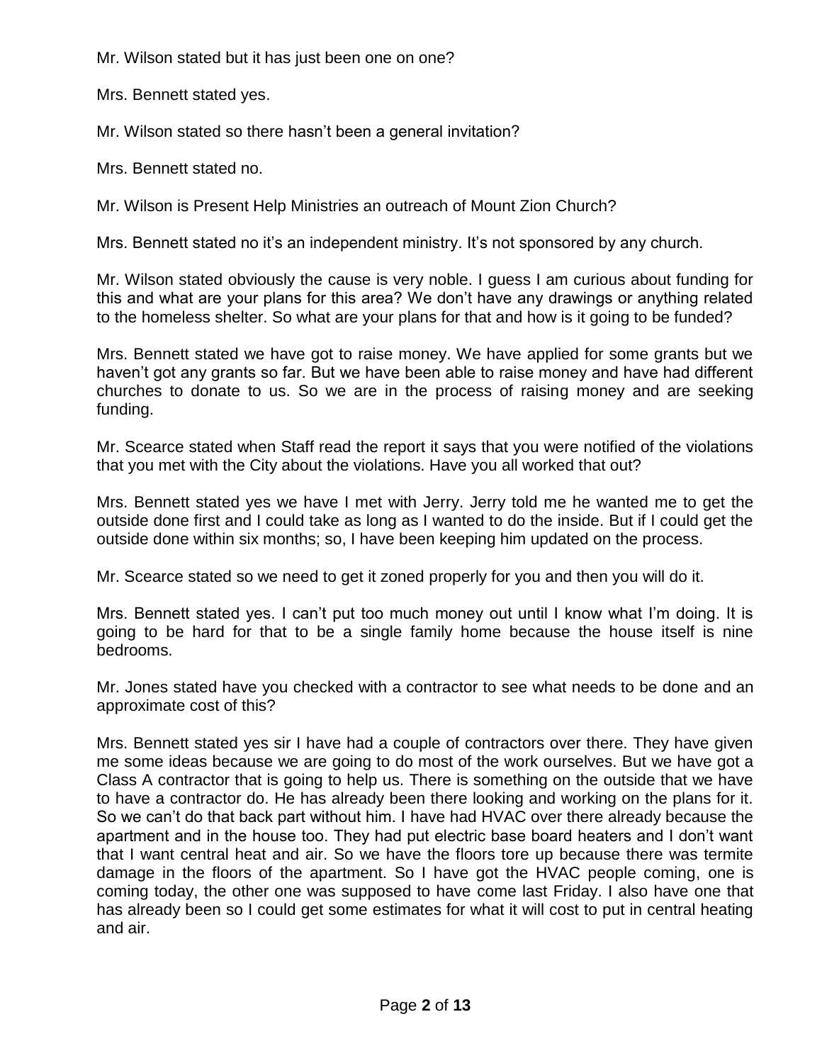Mr. Wilson stated but it has just been one on one?

Mrs. Bennett stated yes.

Mr. Wilson stated so there hasn't been a general invitation?

Mrs. Bennett stated no.

Mr. Wilson is Present Help Ministries an outreach of Mount Zion Church?

Mrs. Bennett stated no it's an independent ministry. It's not sponsored by any church.

Mr. Wilson stated obviously the cause is very noble. I guess I am curious about funding for this and what are your plans for this area? We don't have any drawings or anything related to the homeless shelter. So what are your plans for that and how is it going to be funded?

Mrs. Bennett stated we have got to raise money. We have applied for some grants but we haven't got any grants so far. But we have been able to raise money and have had different churches to donate to us. So we are in the process of raising money and are seeking funding.

Mr. Scearce stated when Staff read the report it says that you were notified of the violations that you met with the City about the violations. Have you all worked that out?

Mrs. Bennett stated yes we have I met with Jerry. Jerry told me he wanted me to get the outside done first and I could take as long as I wanted to do the inside. But if I could get the outside done within six months; so, I have been keeping him updated on the process.

Mr. Scearce stated so we need to get it zoned properly for you and then you will do it.

Mrs. Bennett stated yes. I can't put too much money out until I know what I'm doing. It is going to be hard for that to be a single family home because the house itself is nine bedrooms.

Mr. Jones stated have you checked with a contractor to see what needs to be done and an approximate cost of this?

Mrs. Bennett stated yes sir I have had a couple of contractors over there. They have given me some ideas because we are going to do most of the work ourselves. But we have got a Class A contractor that is going to help us. There is something on the outside that we have to have a contractor do. He has already been there looking and working on the plans for it. So we can't do that back part without him. I have had HVAC over there already because the apartment and in the house too. They had put electric base board heaters and I don't want that I want central heat and air. So we have the floors tore up because there was termite damage in the floors of the apartment. So I have got the HVAC people coming, one is coming today, the other one was supposed to have come last Friday. I also have one that has already been so I could get some estimates for what it will cost to put in central heating and air.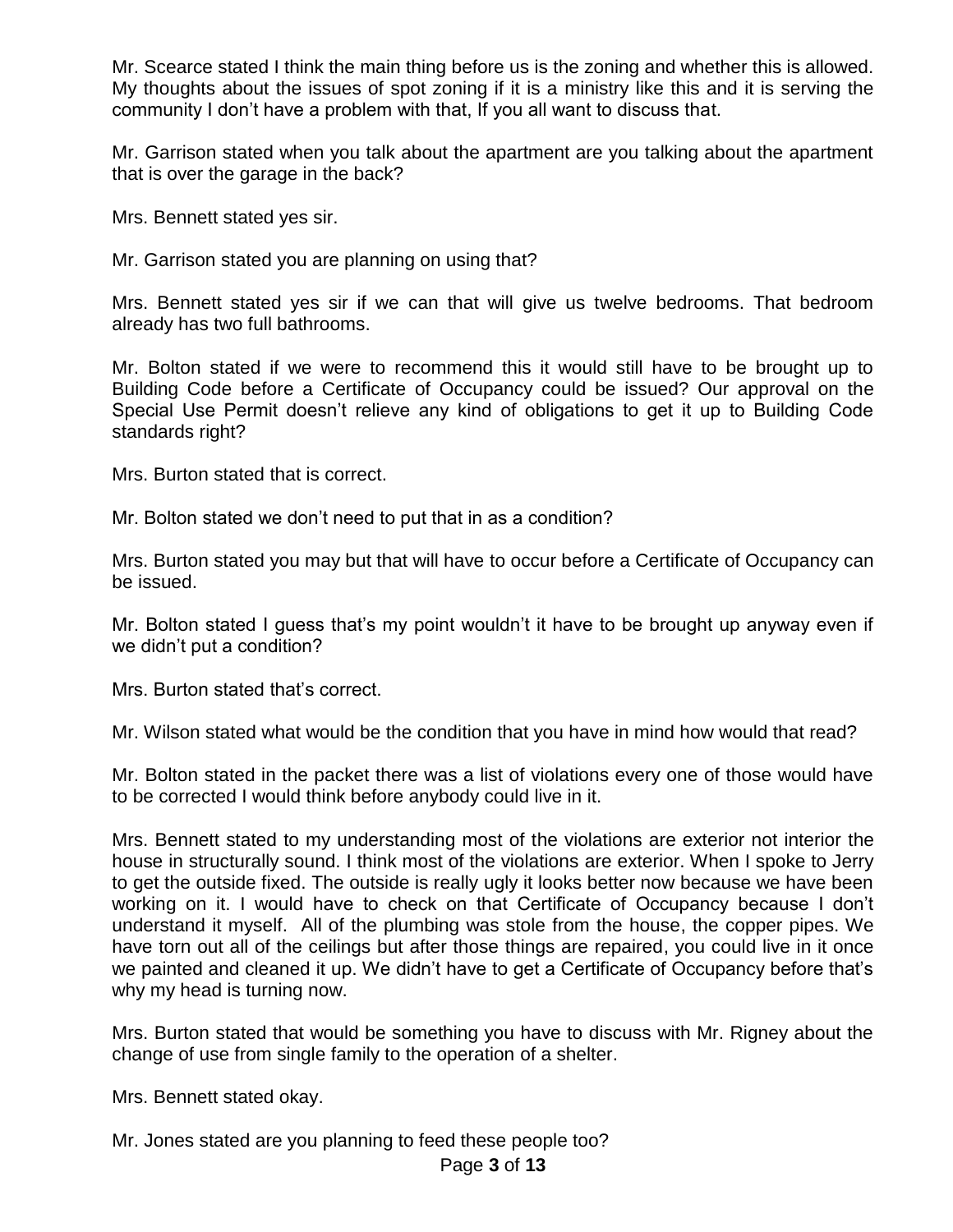Mr. Scearce stated I think the main thing before us is the zoning and whether this is allowed. My thoughts about the issues of spot zoning if it is a ministry like this and it is serving the community I don't have a problem with that, If you all want to discuss that.

Mr. Garrison stated when you talk about the apartment are you talking about the apartment that is over the garage in the back?

Mrs. Bennett stated yes sir.

Mr. Garrison stated you are planning on using that?

Mrs. Bennett stated yes sir if we can that will give us twelve bedrooms. That bedroom already has two full bathrooms.

Mr. Bolton stated if we were to recommend this it would still have to be brought up to Building Code before a Certificate of Occupancy could be issued? Our approval on the Special Use Permit doesn't relieve any kind of obligations to get it up to Building Code standards right?

Mrs. Burton stated that is correct.

Mr. Bolton stated we don't need to put that in as a condition?

Mrs. Burton stated you may but that will have to occur before a Certificate of Occupancy can be issued.

Mr. Bolton stated I guess that's my point wouldn't it have to be brought up anyway even if we didn't put a condition?

Mrs. Burton stated that's correct.

Mr. Wilson stated what would be the condition that you have in mind how would that read?

Mr. Bolton stated in the packet there was a list of violations every one of those would have to be corrected I would think before anybody could live in it.

Mrs. Bennett stated to my understanding most of the violations are exterior not interior the house in structurally sound. I think most of the violations are exterior. When I spoke to Jerry to get the outside fixed. The outside is really ugly it looks better now because we have been working on it. I would have to check on that Certificate of Occupancy because I don't understand it myself. All of the plumbing was stole from the house, the copper pipes. We have torn out all of the ceilings but after those things are repaired, you could live in it once we painted and cleaned it up. We didn't have to get a Certificate of Occupancy before that's why my head is turning now.

Mrs. Burton stated that would be something you have to discuss with Mr. Rigney about the change of use from single family to the operation of a shelter.

Mrs. Bennett stated okay.

Mr. Jones stated are you planning to feed these people too?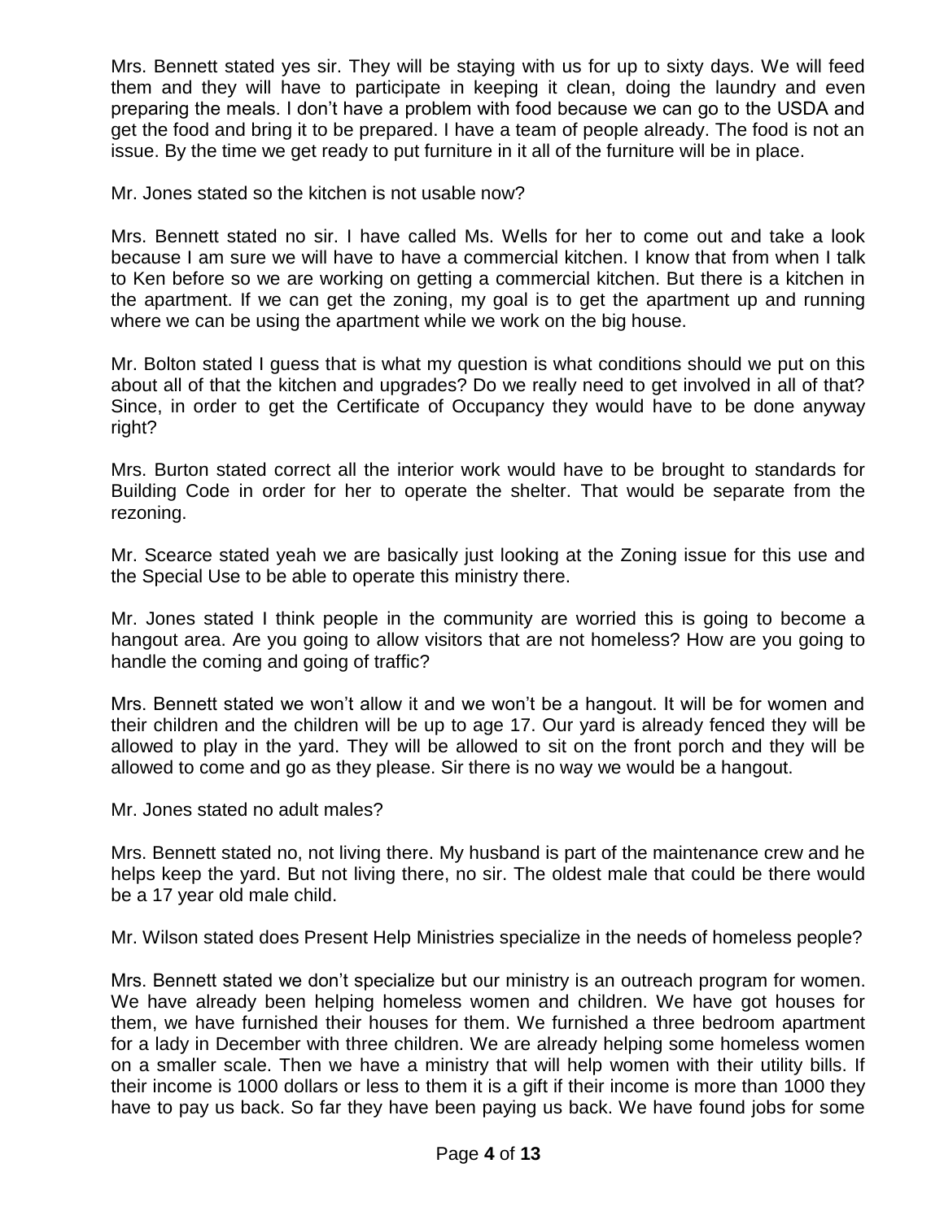Mrs. Bennett stated yes sir. They will be staying with us for up to sixty days. We will feed them and they will have to participate in keeping it clean, doing the laundry and even preparing the meals. I don't have a problem with food because we can go to the USDA and get the food and bring it to be prepared. I have a team of people already. The food is not an issue. By the time we get ready to put furniture in it all of the furniture will be in place.

Mr. Jones stated so the kitchen is not usable now?

Mrs. Bennett stated no sir. I have called Ms. Wells for her to come out and take a look because I am sure we will have to have a commercial kitchen. I know that from when I talk to Ken before so we are working on getting a commercial kitchen. But there is a kitchen in the apartment. If we can get the zoning, my goal is to get the apartment up and running where we can be using the apartment while we work on the big house.

Mr. Bolton stated I guess that is what my question is what conditions should we put on this about all of that the kitchen and upgrades? Do we really need to get involved in all of that? Since, in order to get the Certificate of Occupancy they would have to be done anyway right?

Mrs. Burton stated correct all the interior work would have to be brought to standards for Building Code in order for her to operate the shelter. That would be separate from the rezoning.

Mr. Scearce stated yeah we are basically just looking at the Zoning issue for this use and the Special Use to be able to operate this ministry there.

Mr. Jones stated I think people in the community are worried this is going to become a hangout area. Are you going to allow visitors that are not homeless? How are you going to handle the coming and going of traffic?

Mrs. Bennett stated we won't allow it and we won't be a hangout. It will be for women and their children and the children will be up to age 17. Our yard is already fenced they will be allowed to play in the yard. They will be allowed to sit on the front porch and they will be allowed to come and go as they please. Sir there is no way we would be a hangout.

Mr. Jones stated no adult males?

Mrs. Bennett stated no, not living there. My husband is part of the maintenance crew and he helps keep the yard. But not living there, no sir. The oldest male that could be there would be a 17 year old male child.

Mr. Wilson stated does Present Help Ministries specialize in the needs of homeless people?

Mrs. Bennett stated we don't specialize but our ministry is an outreach program for women. We have already been helping homeless women and children. We have got houses for them, we have furnished their houses for them. We furnished a three bedroom apartment for a lady in December with three children. We are already helping some homeless women on a smaller scale. Then we have a ministry that will help women with their utility bills. If their income is 1000 dollars or less to them it is a gift if their income is more than 1000 they have to pay us back. So far they have been paying us back. We have found jobs for some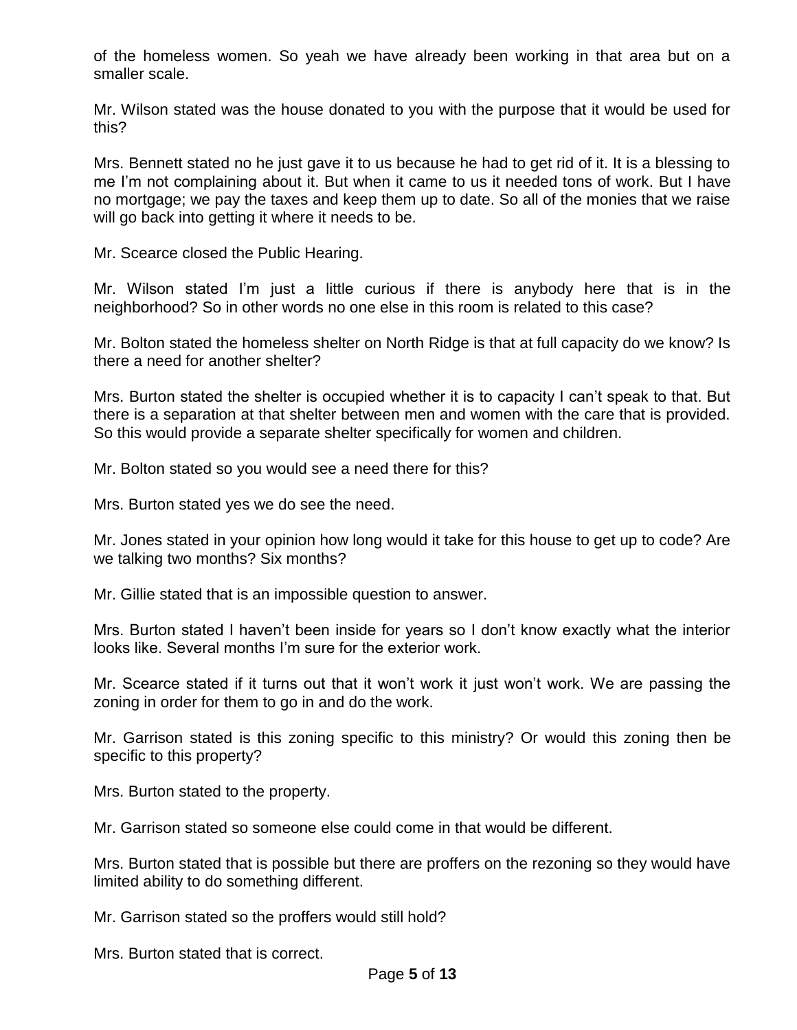of the homeless women. So yeah we have already been working in that area but on a smaller scale.

Mr. Wilson stated was the house donated to you with the purpose that it would be used for this?

Mrs. Bennett stated no he just gave it to us because he had to get rid of it. It is a blessing to me I'm not complaining about it. But when it came to us it needed tons of work. But I have no mortgage; we pay the taxes and keep them up to date. So all of the monies that we raise will go back into getting it where it needs to be.

Mr. Scearce closed the Public Hearing.

Mr. Wilson stated I'm just a little curious if there is anybody here that is in the neighborhood? So in other words no one else in this room is related to this case?

Mr. Bolton stated the homeless shelter on North Ridge is that at full capacity do we know? Is there a need for another shelter?

Mrs. Burton stated the shelter is occupied whether it is to capacity I can't speak to that. But there is a separation at that shelter between men and women with the care that is provided. So this would provide a separate shelter specifically for women and children.

Mr. Bolton stated so you would see a need there for this?

Mrs. Burton stated yes we do see the need.

Mr. Jones stated in your opinion how long would it take for this house to get up to code? Are we talking two months? Six months?

Mr. Gillie stated that is an impossible question to answer.

Mrs. Burton stated I haven't been inside for years so I don't know exactly what the interior looks like. Several months I'm sure for the exterior work.

Mr. Scearce stated if it turns out that it won't work it just won't work. We are passing the zoning in order for them to go in and do the work.

Mr. Garrison stated is this zoning specific to this ministry? Or would this zoning then be specific to this property?

Mrs. Burton stated to the property.

Mr. Garrison stated so someone else could come in that would be different.

Mrs. Burton stated that is possible but there are proffers on the rezoning so they would have limited ability to do something different.

Mr. Garrison stated so the proffers would still hold?

Mrs. Burton stated that is correct.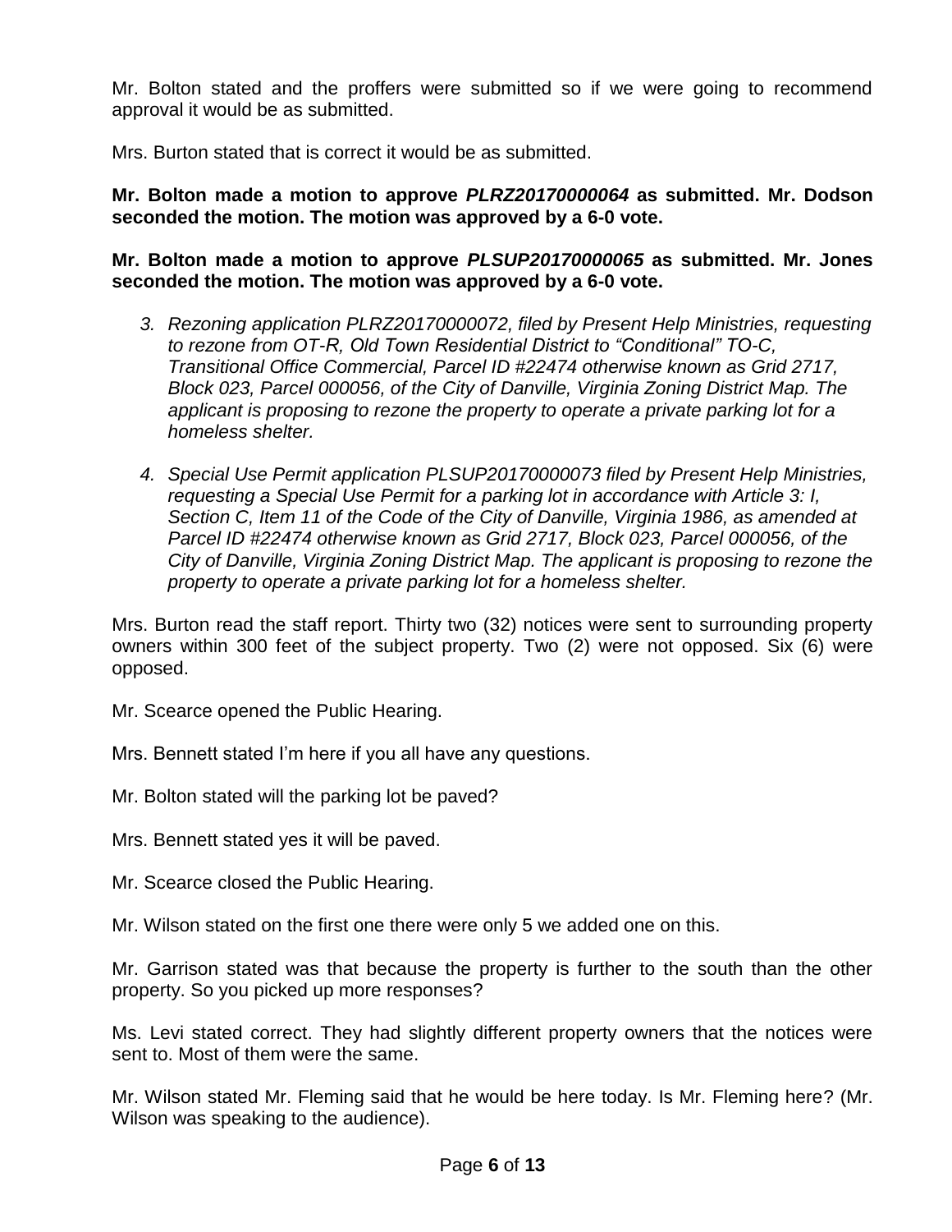Mr. Bolton stated and the proffers were submitted so if we were going to recommend approval it would be as submitted.

Mrs. Burton stated that is correct it would be as submitted.

**Mr. Bolton made a motion to approve *PLRZ20170000064* as submitted. Mr. Dodson seconded the motion. The motion was approved by a 6-0 vote.**

**Mr. Bolton made a motion to approve *PLSUP20170000065* as submitted. Mr. Jones seconded the motion. The motion was approved by a 6-0 vote.**

3. *Rezoning application PLRZ20170000072, filed by Present Help Ministries, requesting to rezone from OT-R, Old Town Residential District to "Conditional" TO-C, Transitional Office Commercial, Parcel ID #22474 otherwise known as Grid 2717, Block 023, Parcel 000056, of the City of Danville, Virginia Zoning District Map. The applicant is proposing to rezone the property to operate a private parking lot for a homeless shelter.*

4. *Special Use Permit application PLSUP20170000073 filed by Present Help Ministries, requesting a Special Use Permit for a parking lot in accordance with Article 3: I, Section C, Item 11 of the Code of the City of Danville, Virginia 1986, as amended at Parcel ID #22474 otherwise known as Grid 2717, Block 023, Parcel 000056, of the City of Danville, Virginia Zoning District Map. The applicant is proposing to rezone the property to operate a private parking lot for a homeless shelter.*

Mrs. Burton read the staff report. Thirty two (32) notices were sent to surrounding property owners within 300 feet of the subject property. Two (2) were not opposed. Six (6) were opposed.

Mr. Scearce opened the Public Hearing.

Mrs. Bennett stated I'm here if you all have any questions.

Mr. Bolton stated will the parking lot be paved?

Mrs. Bennett stated yes it will be paved.

Mr. Scearce closed the Public Hearing.

Mr. Wilson stated on the first one there were only 5 we added one on this.

Mr. Garrison stated was that because the property is further to the south than the other property. So you picked up more responses?

Ms. Levi stated correct. They had slightly different property owners that the notices were sent to. Most of them were the same.

Mr. Wilson stated Mr. Fleming said that he would be here today. Is Mr. Fleming here? (Mr. Wilson was speaking to the audience).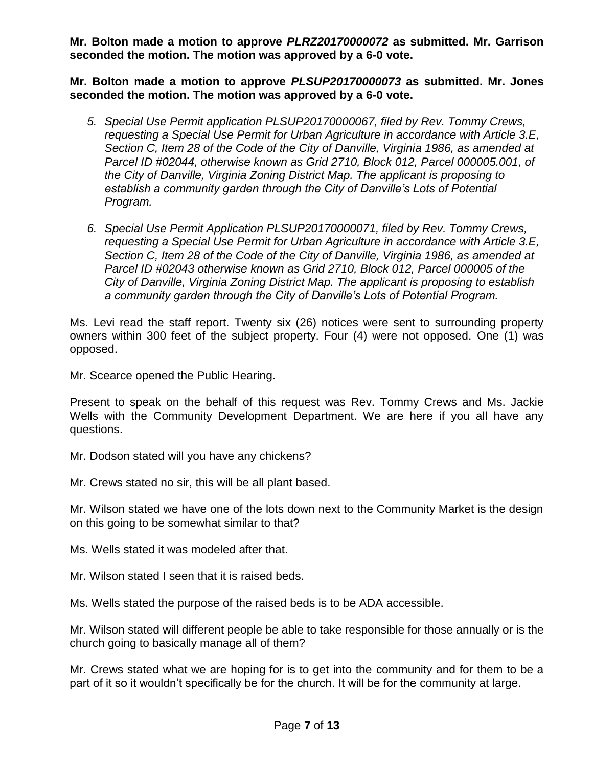**Mr. Bolton made a motion to approve *PLRZ20170000072* as submitted. Mr. Garrison seconded the motion. The motion was approved by a 6-0 vote.**

**Mr. Bolton made a motion to approve *PLSUP20170000073* as submitted. Mr. Jones seconded the motion. The motion was approved by a 6-0 vote.**

5. *Special Use Permit application PLSUP20170000067, filed by Rev. Tommy Crews, requesting a Special Use Permit for Urban Agriculture in accordance with Article 3.E, Section C, Item 28 of the Code of the City of Danville, Virginia 1986, as amended at Parcel ID #02044, otherwise known as Grid 2710, Block 012, Parcel 000005.001, of the City of Danville, Virginia Zoning District Map. The applicant is proposing to establish a community garden through the City of Danville's Lots of Potential Program.*

6. *Special Use Permit Application PLSUP20170000071, filed by Rev. Tommy Crews, requesting a Special Use Permit for Urban Agriculture in accordance with Article 3.E, Section C, Item 28 of the Code of the City of Danville, Virginia 1986, as amended at Parcel ID #02043 otherwise known as Grid 2710, Block 012, Parcel 000005 of the City of Danville, Virginia Zoning District Map. The applicant is proposing to establish a community garden through the City of Danville's Lots of Potential Program.*

Ms. Levi read the staff report. Twenty six (26) notices were sent to surrounding property owners within 300 feet of the subject property. Four (4) were not opposed. One (1) was opposed.

Mr. Scearce opened the Public Hearing.

Present to speak on the behalf of this request was Rev. Tommy Crews and Ms. Jackie Wells with the Community Development Department. We are here if you all have any questions.

Mr. Dodson stated will you have any chickens?

Mr. Crews stated no sir, this will be all plant based.

Mr. Wilson stated we have one of the lots down next to the Community Market is the design on this going to be somewhat similar to that?

Ms. Wells stated it was modeled after that.

Mr. Wilson stated I seen that it is raised beds.

Ms. Wells stated the purpose of the raised beds is to be ADA accessible.

Mr. Wilson stated will different people be able to take responsible for those annually or is the church going to basically manage all of them?

Mr. Crews stated what we are hoping for is to get into the community and for them to be a part of it so it wouldn't specifically be for the church. It will be for the community at large.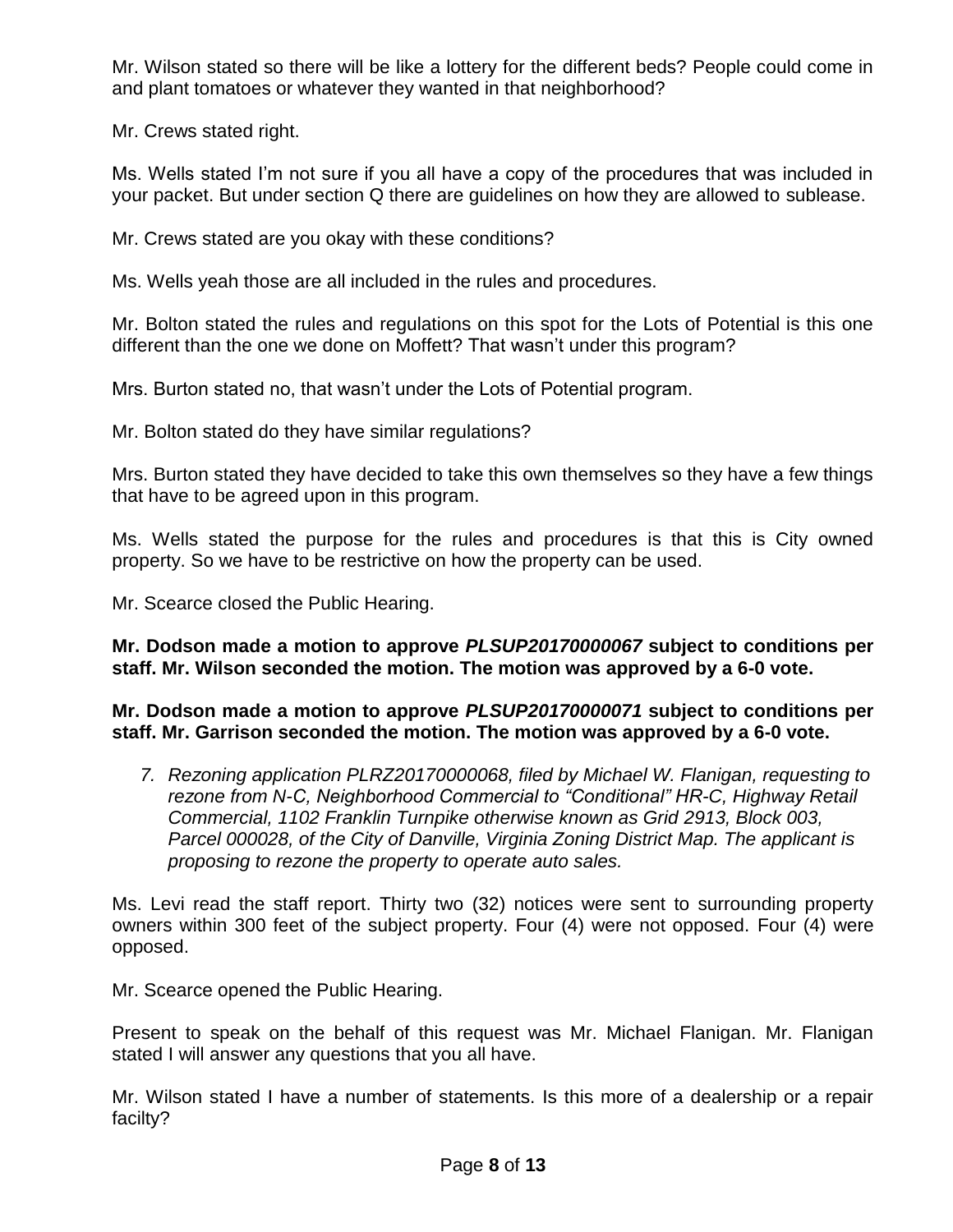Mr. Wilson stated so there will be like a lottery for the different beds? People could come in and plant tomatoes or whatever they wanted in that neighborhood?

Mr. Crews stated right.

Ms. Wells stated I'm not sure if you all have a copy of the procedures that was included in your packet. But under section Q there are guidelines on how they are allowed to sublease.

Mr. Crews stated are you okay with these conditions?

Ms. Wells yeah those are all included in the rules and procedures.

Mr. Bolton stated the rules and regulations on this spot for the Lots of Potential is this one different than the one we done on Moffett? That wasn't under this program?

Mrs. Burton stated no, that wasn't under the Lots of Potential program.

Mr. Bolton stated do they have similar regulations?

Mrs. Burton stated they have decided to take this own themselves so they have a few things that have to be agreed upon in this program.

Ms. Wells stated the purpose for the rules and procedures is that this is City owned property. So we have to be restrictive on how the property can be used.

Mr. Scearce closed the Public Hearing.

**Mr. Dodson made a motion to approve *PLSUP20170000067* subject to conditions per staff. Mr. Wilson seconded the motion. The motion was approved by a 6-0 vote.**

**Mr. Dodson made a motion to approve *PLSUP20170000071* subject to conditions per staff. Mr. Garrison seconded the motion. The motion was approved by a 6-0 vote.**

7. *Rezoning application PLRZ20170000068, filed by Michael W. Flanigan, requesting to rezone from N-C, Neighborhood Commercial to "Conditional" HR-C, Highway Retail Commercial, 1102 Franklin Turnpike otherwise known as Grid 2913, Block 003, Parcel 000028, of the City of Danville, Virginia Zoning District Map. The applicant is proposing to rezone the property to operate auto sales.*

Ms. Levi read the staff report. Thirty two (32) notices were sent to surrounding property owners within 300 feet of the subject property. Four (4) were not opposed. Four (4) were opposed.

Mr. Scearce opened the Public Hearing.

Present to speak on the behalf of this request was Mr. Michael Flanigan. Mr. Flanigan stated I will answer any questions that you all have.

Mr. Wilson stated I have a number of statements. Is this more of a dealership or a repair facilty?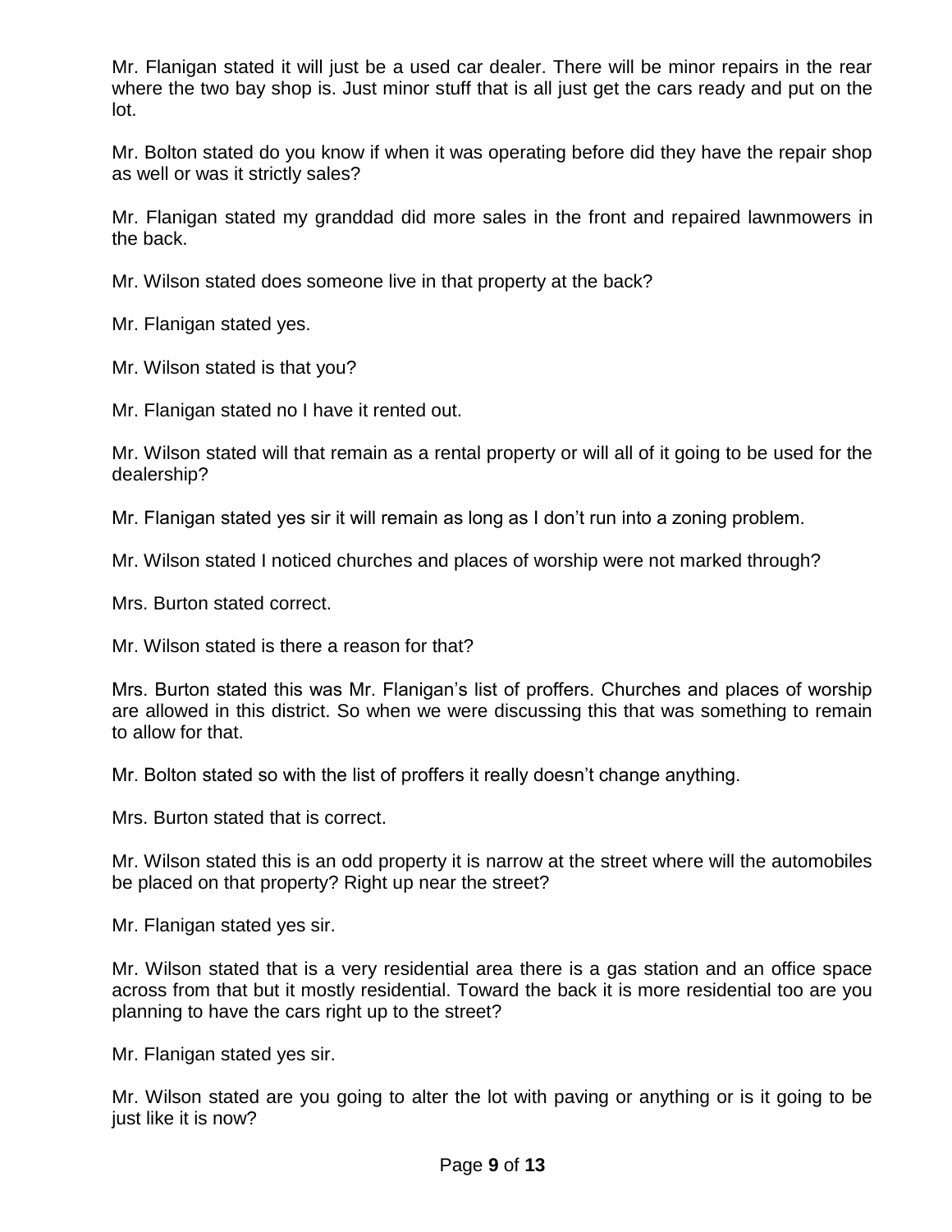Mr. Flanigan stated it will just be a used car dealer. There will be minor repairs in the rear where the two bay shop is. Just minor stuff that is all just get the cars ready and put on the lot.

Mr. Bolton stated do you know if when it was operating before did they have the repair shop as well or was it strictly sales?

Mr. Flanigan stated my granddad did more sales in the front and repaired lawnmowers in the back.

Mr. Wilson stated does someone live in that property at the back?

Mr. Flanigan stated yes.

Mr. Wilson stated is that you?

Mr. Flanigan stated no I have it rented out.

Mr. Wilson stated will that remain as a rental property or will all of it going to be used for the dealership?

Mr. Flanigan stated yes sir it will remain as long as I don't run into a zoning problem.

Mr. Wilson stated I noticed churches and places of worship were not marked through?

Mrs. Burton stated correct.

Mr. Wilson stated is there a reason for that?

Mrs. Burton stated this was Mr. Flanigan's list of proffers. Churches and places of worship are allowed in this district. So when we were discussing this that was something to remain to allow for that.

Mr. Bolton stated so with the list of proffers it really doesn't change anything.

Mrs. Burton stated that is correct.

Mr. Wilson stated this is an odd property it is narrow at the street where will the automobiles be placed on that property? Right up near the street?

Mr. Flanigan stated yes sir.

Mr. Wilson stated that is a very residential area there is a gas station and an office space across from that but it mostly residential. Toward the back it is more residential too are you planning to have the cars right up to the street?

Mr. Flanigan stated yes sir.

Mr. Wilson stated are you going to alter the lot with paving or anything or is it going to be just like it is now?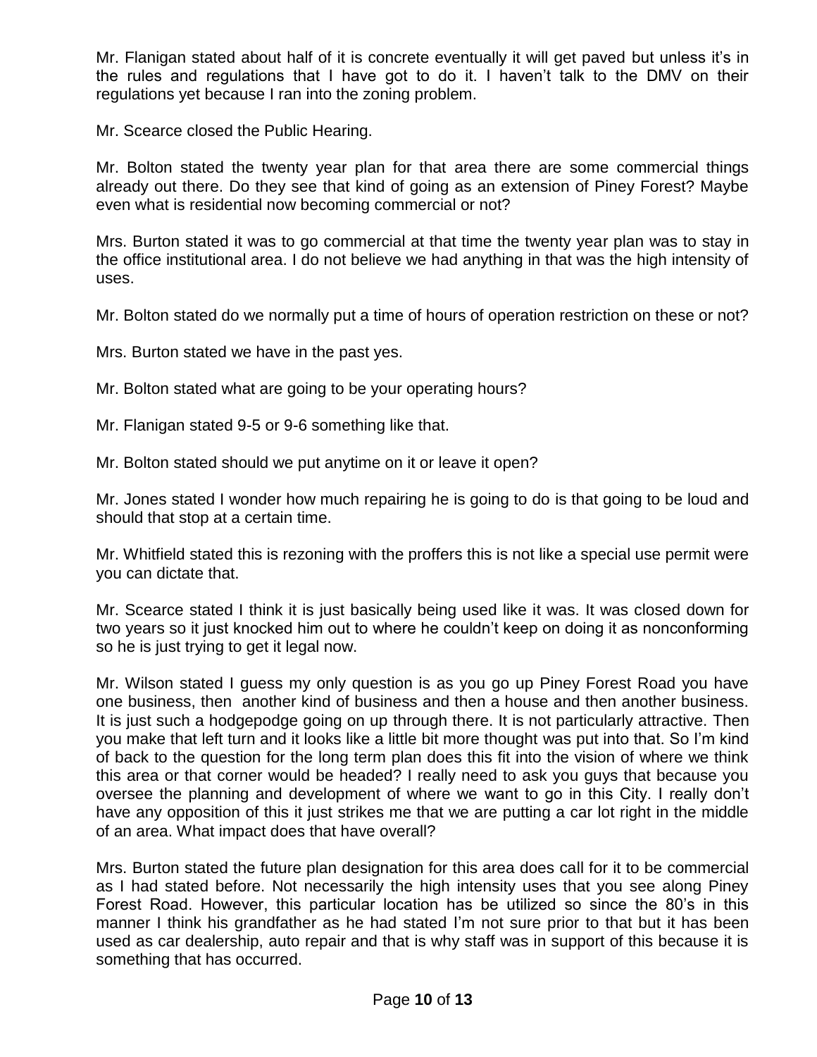Mr. Flanigan stated about half of it is concrete eventually it will get paved but unless it's in the rules and regulations that I have got to do it. I haven't talk to the DMV on their regulations yet because I ran into the zoning problem.

Mr. Scearce closed the Public Hearing.

Mr. Bolton stated the twenty year plan for that area there are some commercial things already out there. Do they see that kind of going as an extension of Piney Forest? Maybe even what is residential now becoming commercial or not?

Mrs. Burton stated it was to go commercial at that time the twenty year plan was to stay in the office institutional area. I do not believe we had anything in that was the high intensity of uses.

Mr. Bolton stated do we normally put a time of hours of operation restriction on these or not?

Mrs. Burton stated we have in the past yes.

Mr. Bolton stated what are going to be your operating hours?

Mr. Flanigan stated 9-5 or 9-6 something like that.

Mr. Bolton stated should we put anytime on it or leave it open?

Mr. Jones stated I wonder how much repairing he is going to do is that going to be loud and should that stop at a certain time.

Mr. Whitfield stated this is rezoning with the proffers this is not like a special use permit were you can dictate that.

Mr. Scearce stated I think it is just basically being used like it was. It was closed down for two years so it just knocked him out to where he couldn't keep on doing it as nonconforming so he is just trying to get it legal now.

Mr. Wilson stated I guess my only question is as you go up Piney Forest Road you have one business, then another kind of business and then a house and then another business. It is just such a hodgepodge going on up through there. It is not particularly attractive. Then you make that left turn and it looks like a little bit more thought was put into that. So I'm kind of back to the question for the long term plan does this fit into the vision of where we think this area or that corner would be headed? I really need to ask you guys that because you oversee the planning and development of where we want to go in this City. I really don't have any opposition of this it just strikes me that we are putting a car lot right in the middle of an area. What impact does that have overall?

Mrs. Burton stated the future plan designation for this area does call for it to be commercial as I had stated before. Not necessarily the high intensity uses that you see along Piney Forest Road. However, this particular location has be utilized so since the 80's in this manner I think his grandfather as he had stated I'm not sure prior to that but it has been used as car dealership, auto repair and that is why staff was in support of this because it is something that has occurred.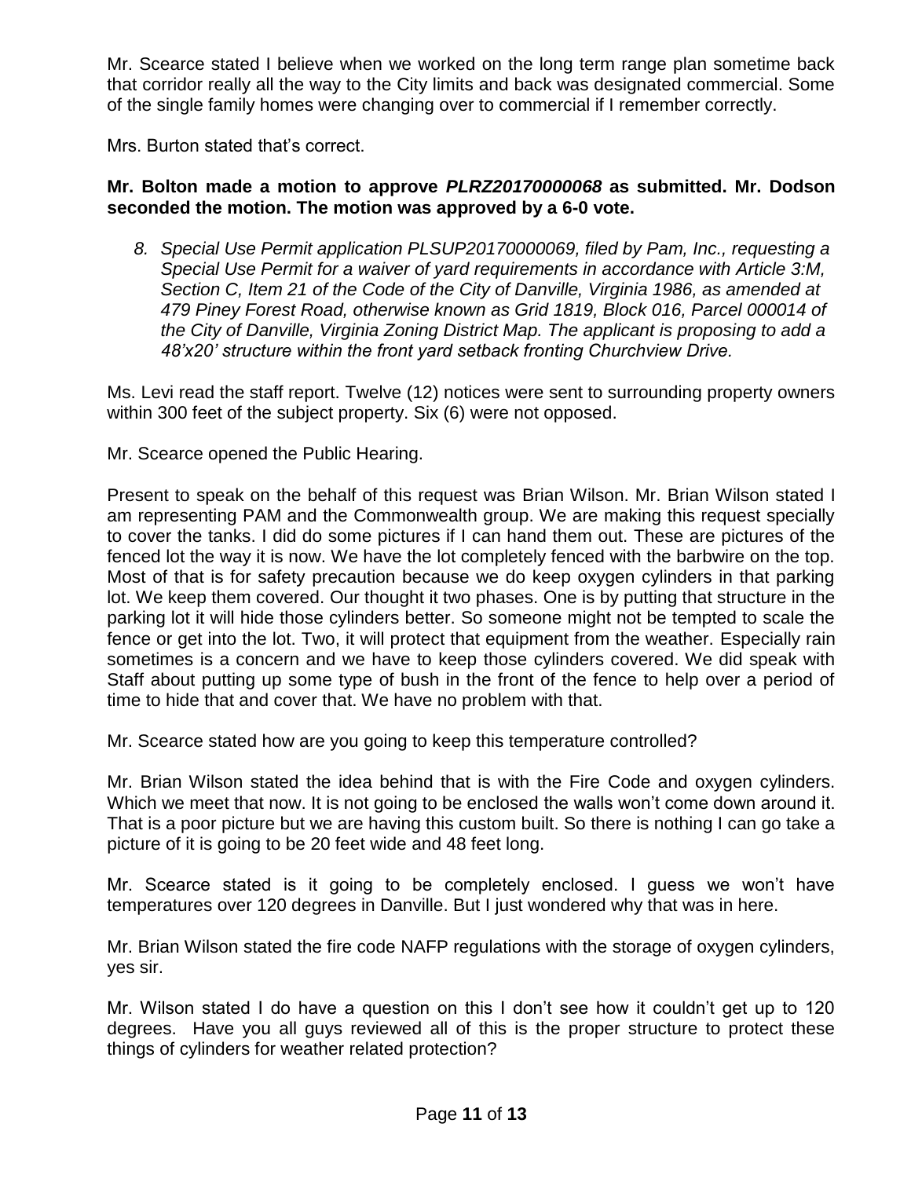Mr. Scearce stated I believe when we worked on the long term range plan sometime back that corridor really all the way to the City limits and back was designated commercial. Some of the single family homes were changing over to commercial if I remember correctly.

Mrs. Burton stated that's correct.

**Mr. Bolton made a motion to approve *PLRZ20170000068* as submitted. Mr. Dodson seconded the motion. The motion was approved by a 6-0 vote.**

8. *Special Use Permit application PLSUP20170000069, filed by Pam, Inc., requesting a Special Use Permit for a waiver of yard requirements in accordance with Article 3:M, Section C, Item 21 of the Code of the City of Danville, Virginia 1986, as amended at 479 Piney Forest Road, otherwise known as Grid 1819, Block 016, Parcel 000014 of the City of Danville, Virginia Zoning District Map. The applicant is proposing to add a 48'x20' structure within the front yard setback fronting Churchview Drive.*

Ms. Levi read the staff report. Twelve (12) notices were sent to surrounding property owners within 300 feet of the subject property. Six (6) were not opposed.

Mr. Scearce opened the Public Hearing.

Present to speak on the behalf of this request was Brian Wilson. Mr. Brian Wilson stated I am representing PAM and the Commonwealth group. We are making this request specially to cover the tanks. I did do some pictures if I can hand them out. These are pictures of the fenced lot the way it is now. We have the lot completely fenced with the barbwire on the top. Most of that is for safety precaution because we do keep oxygen cylinders in that parking lot. We keep them covered. Our thought it two phases. One is by putting that structure in the parking lot it will hide those cylinders better. So someone might not be tempted to scale the fence or get into the lot. Two, it will protect that equipment from the weather. Especially rain sometimes is a concern and we have to keep those cylinders covered. We did speak with Staff about putting up some type of bush in the front of the fence to help over a period of time to hide that and cover that. We have no problem with that.

Mr. Scearce stated how are you going to keep this temperature controlled?

Mr. Brian Wilson stated the idea behind that is with the Fire Code and oxygen cylinders. Which we meet that now. It is not going to be enclosed the walls won't come down around it. That is a poor picture but we are having this custom built. So there is nothing I can go take a picture of it is going to be 20 feet wide and 48 feet long.

Mr. Scearce stated is it going to be completely enclosed. I guess we won't have temperatures over 120 degrees in Danville. But I just wondered why that was in here.

Mr. Brian Wilson stated the fire code NAFP regulations with the storage of oxygen cylinders, yes sir.

Mr. Wilson stated I do have a question on this I don't see how it couldn't get up to 120 degrees. Have you all guys reviewed all of this is the proper structure to protect these things of cylinders for weather related protection?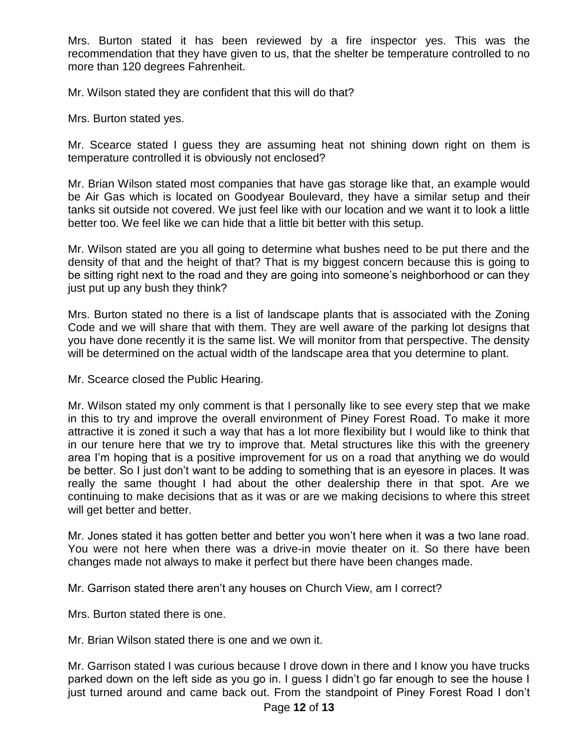Mrs. Burton stated it has been reviewed by a fire inspector yes. This was the recommendation that they have given to us, that the shelter be temperature controlled to no more than 120 degrees Fahrenheit.

Mr. Wilson stated they are confident that this will do that?

Mrs. Burton stated yes.

Mr. Scearce stated I guess they are assuming heat not shining down right on them is temperature controlled it is obviously not enclosed?

Mr. Brian Wilson stated most companies that have gas storage like that, an example would be Air Gas which is located on Goodyear Boulevard, they have a similar setup and their tanks sit outside not covered. We just feel like with our location and we want it to look a little better too. We feel like we can hide that a little bit better with this setup.

Mr. Wilson stated are you all going to determine what bushes need to be put there and the density of that and the height of that? That is my biggest concern because this is going to be sitting right next to the road and they are going into someone's neighborhood or can they just put up any bush they think?

Mrs. Burton stated no there is a list of landscape plants that is associated with the Zoning Code and we will share that with them. They are well aware of the parking lot designs that you have done recently it is the same list. We will monitor from that perspective. The density will be determined on the actual width of the landscape area that you determine to plant.

Mr. Scearce closed the Public Hearing.

Mr. Wilson stated my only comment is that I personally like to see every step that we make in this to try and improve the overall environment of Piney Forest Road. To make it more attractive it is zoned it such a way that has a lot more flexibility but I would like to think that in our tenure here that we try to improve that. Metal structures like this with the greenery area I'm hoping that is a positive improvement for us on a road that anything we do would be better. So I just don't want to be adding to something that is an eyesore in places. It was really the same thought I had about the other dealership there in that spot. Are we continuing to make decisions that as it was or are we making decisions to where this street will get better and better.

Mr. Jones stated it has gotten better and better you won't here when it was a two lane road. You were not here when there was a drive-in movie theater on it. So there have been changes made not always to make it perfect but there have been changes made.

Mr. Garrison stated there aren't any houses on Church View, am I correct?

Mrs. Burton stated there is one.

Mr. Brian Wilson stated there is one and we own it.

Mr. Garrison stated I was curious because I drove down in there and I know you have trucks parked down on the left side as you go in. I guess I didn't go far enough to see the house I just turned around and came back out. From the standpoint of Piney Forest Road I don't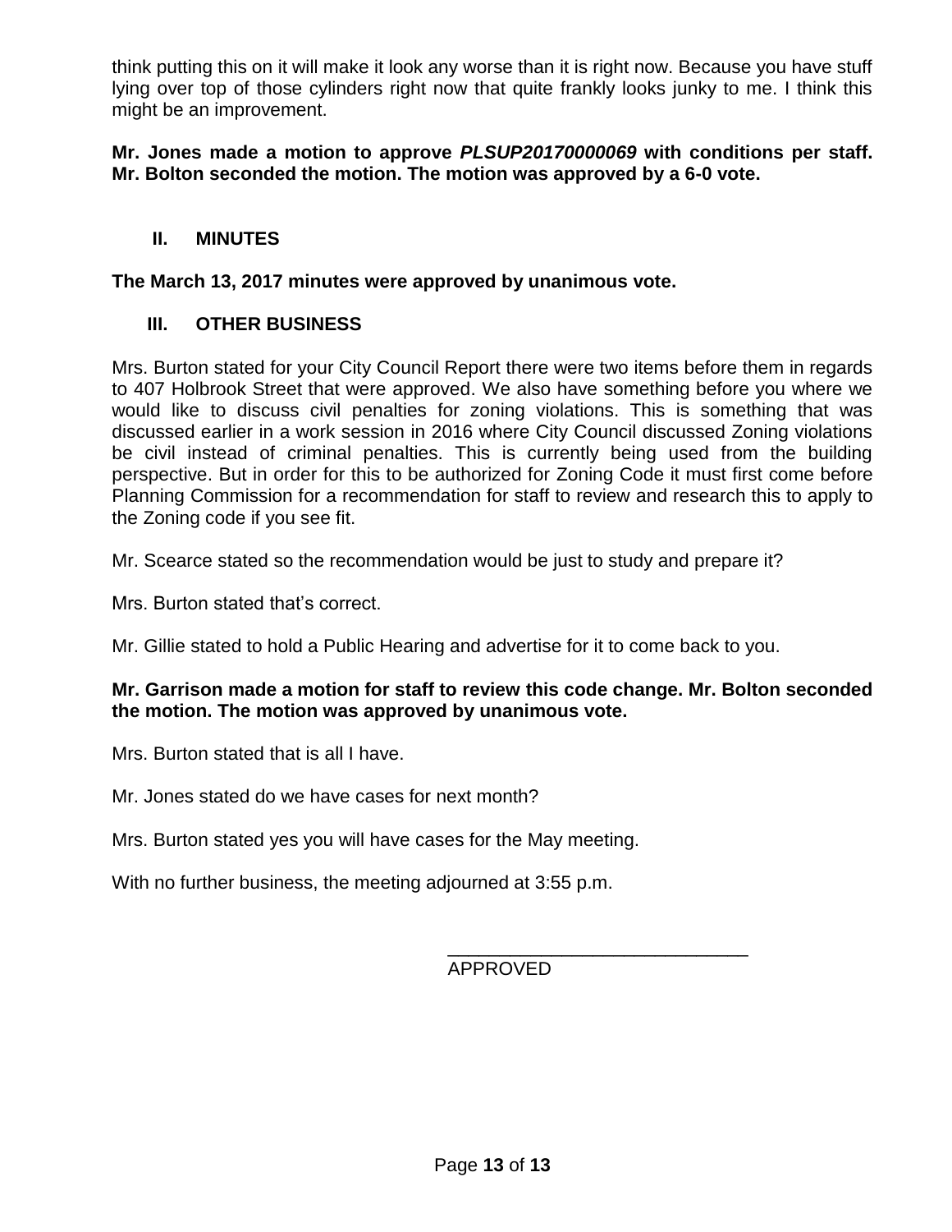think putting this on it will make it look any worse than it is right now. Because you have stuff lying over top of those cylinders right now that quite frankly looks junky to me. I think this might be an improvement.

**Mr. Jones made a motion to approve *PLSUP20170000069* with conditions per staff. Mr. Bolton seconded the motion. The motion was approved by a 6-0 vote.**

## II. MINUTES

**The March 13, 2017 minutes were approved by unanimous vote.**

## III. OTHER BUSINESS

Mrs. Burton stated for your City Council Report there were two items before them in regards to 407 Holbrook Street that were approved. We also have something before you where we would like to discuss civil penalties for zoning violations. This is something that was discussed earlier in a work session in 2016 where City Council discussed Zoning violations be civil instead of criminal penalties. This is currently being used from the building perspective. But in order for this to be authorized for Zoning Code it must first come before Planning Commission for a recommendation for staff to review and research this to apply to the Zoning code if you see fit.

Mr. Scearce stated so the recommendation would be just to study and prepare it?

Mrs. Burton stated that's correct.

Mr. Gillie stated to hold a Public Hearing and advertise for it to come back to you.

**Mr. Garrison made a motion for staff to review this code change. Mr. Bolton seconded the motion. The motion was approved by unanimous vote.**

Mrs. Burton stated that is all I have.

Mr. Jones stated do we have cases for next month?

Mrs. Burton stated yes you will have cases for the May meeting.

With no further business, the meeting adjourned at 3:55 p.m.

\_\_\_\_\_\_\_\_\_\_\_\_\_\_\_\_\_\_\_\_\_\_\_\_\_\_\_\_\_\_
APPROVED